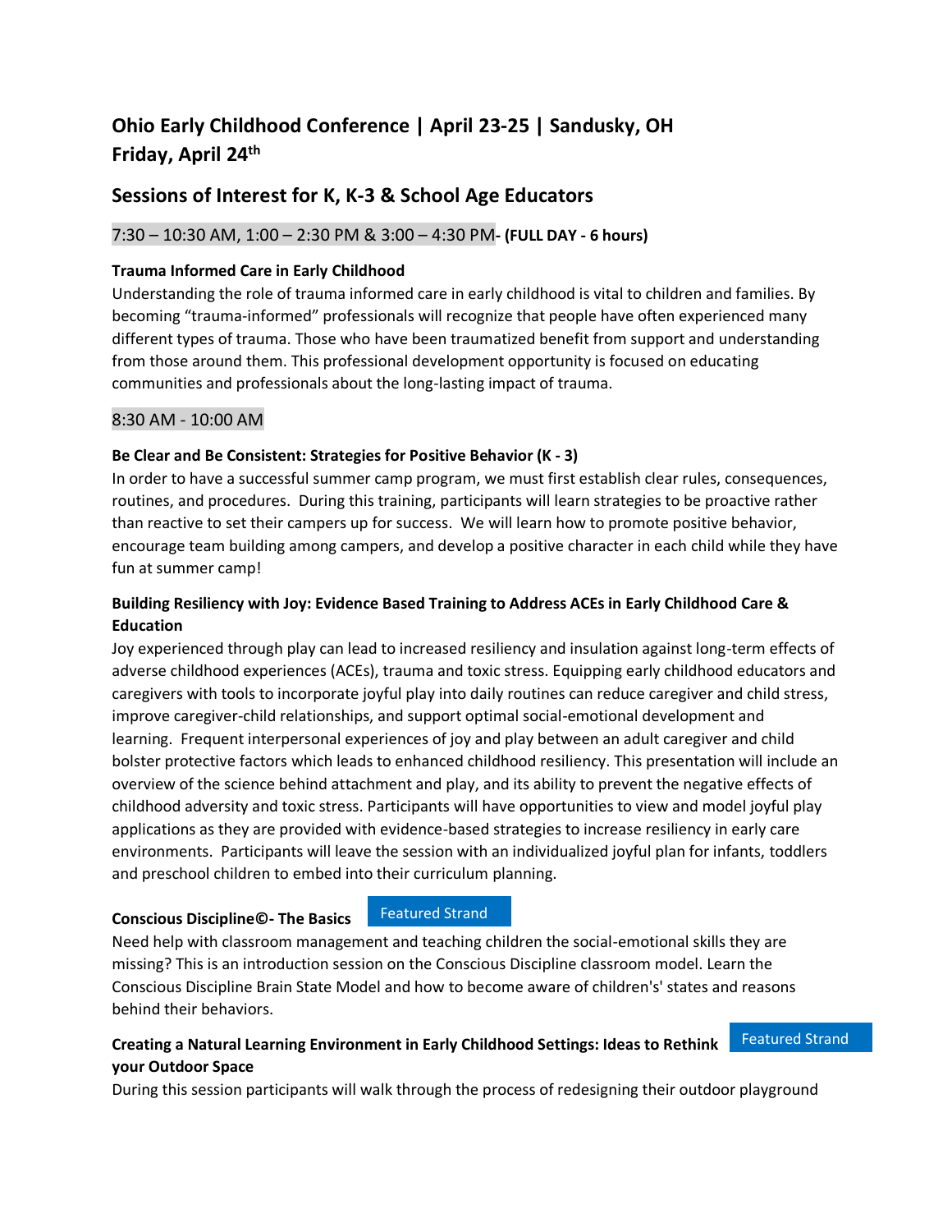# Ohio Early Childhood Conference | April 23-25 | Sandusky, OH
# Friday, April 24th

## Sessions of Interest for K, K-3 & School Age Educators

### 7:30 – 10:30 AM, 1:00 – 2:30 PM & 3:00 – 4:30 PM- **(FULL DAY - 6 hours)**

**Trauma Informed Care in Early Childhood**

Understanding the role of trauma informed care in early childhood is vital to children and families. By becoming "trauma-informed" professionals will recognize that people have often experienced many different types of trauma. Those who have been traumatized benefit from support and understanding from those around them. This professional development opportunity is focused on educating communities and professionals about the long-lasting impact of trauma.

### 8:30 AM - 10:00 AM

**Be Clear and Be Consistent: Strategies for Positive Behavior (K - 3)**

In order to have a successful summer camp program, we must first establish clear rules, consequences, routines, and procedures. During this training, participants will learn strategies to be proactive rather than reactive to set their campers up for success. We will learn how to promote positive behavior, encourage team building among campers, and develop a positive character in each child while they have fun at summer camp!

**Building Resiliency with Joy: Evidence Based Training to Address ACEs in Early Childhood Care & Education**

Joy experienced through play can lead to increased resiliency and insulation against long-term effects of adverse childhood experiences (ACEs), trauma and toxic stress. Equipping early childhood educators and caregivers with tools to incorporate joyful play into daily routines can reduce caregiver and child stress, improve caregiver-child relationships, and support optimal social-emotional development and learning. Frequent interpersonal experiences of joy and play between an adult caregiver and child bolster protective factors which leads to enhanced childhood resiliency. This presentation will include an overview of the science behind attachment and play, and its ability to prevent the negative effects of childhood adversity and toxic stress. Participants will have opportunities to view and model joyful play applications as they are provided with evidence-based strategies to increase resiliency in early care environments. Participants will leave the session with an individualized joyful plan for infants, toddlers and preschool children to embed into their curriculum planning.

**Conscious Discipline©- The Basics** Featured Strand

Need help with classroom management and teaching children the social-emotional skills they are missing? This is an introduction session on the Conscious Discipline classroom model. Learn the Conscious Discipline Brain State Model and how to become aware of children's' states and reasons behind their behaviors.

**Creating a Natural Learning Environment in Early Childhood Settings: Ideas to Rethink your Outdoor Space** Featured Strand

During this session participants will walk through the process of redesigning their outdoor playground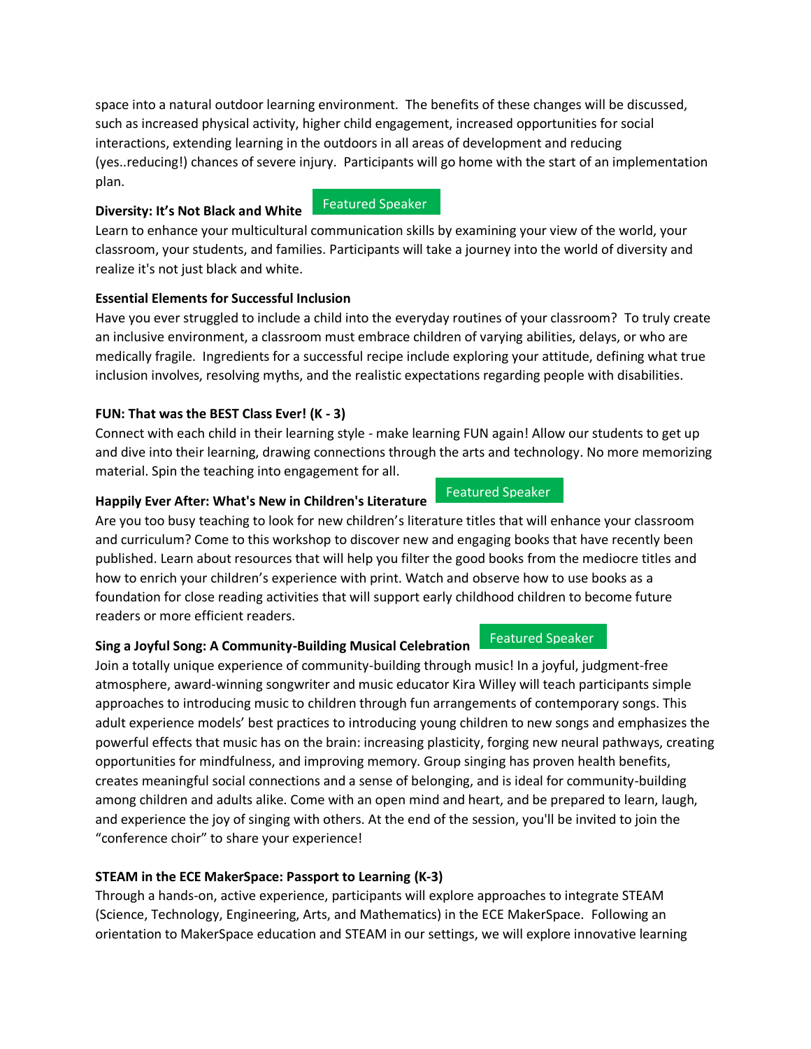space into a natural outdoor learning environment. The benefits of these changes will be discussed, such as increased physical activity, higher child engagement, increased opportunities for social interactions, extending learning in the outdoors in all areas of development and reducing (yes..reducing!) chances of severe injury. Participants will go home with the start of an implementation plan.

**Diversity: It's Not Black and White** Featured Speaker

Learn to enhance your multicultural communication skills by examining your view of the world, your classroom, your students, and families. Participants will take a journey into the world of diversity and realize it's not just black and white.

**Essential Elements for Successful Inclusion**

Have you ever struggled to include a child into the everyday routines of your classroom? To truly create an inclusive environment, a classroom must embrace children of varying abilities, delays, or who are medically fragile. Ingredients for a successful recipe include exploring your attitude, defining what true inclusion involves, resolving myths, and the realistic expectations regarding people with disabilities.

**FUN: That was the BEST Class Ever! (K - 3)**

Connect with each child in their learning style - make learning FUN again! Allow our students to get up and dive into their learning, drawing connections through the arts and technology. No more memorizing material. Spin the teaching into engagement for all.

**Happily Ever After: What's New in Children's Literature** Featured Speaker

Are you too busy teaching to look for new children's literature titles that will enhance your classroom and curriculum? Come to this workshop to discover new and engaging books that have recently been published. Learn about resources that will help you filter the good books from the mediocre titles and how to enrich your children's experience with print. Watch and observe how to use books as a foundation for close reading activities that will support early childhood children to become future readers or more efficient readers.

**Sing a Joyful Song: A Community-Building Musical Celebration** Featured Speaker

Join a totally unique experience of community-building through music! In a joyful, judgment-free atmosphere, award-winning songwriter and music educator Kira Willey will teach participants simple approaches to introducing music to children through fun arrangements of contemporary songs. This adult experience models' best practices to introducing young children to new songs and emphasizes the powerful effects that music has on the brain: increasing plasticity, forging new neural pathways, creating opportunities for mindfulness, and improving memory. Group singing has proven health benefits, creates meaningful social connections and a sense of belonging, and is ideal for community-building among children and adults alike. Come with an open mind and heart, and be prepared to learn, laugh, and experience the joy of singing with others. At the end of the session, you'll be invited to join the "conference choir" to share your experience!

**STEAM in the ECE MakerSpace: Passport to Learning (K-3)**

Through a hands-on, active experience, participants will explore approaches to integrate STEAM (Science, Technology, Engineering, Arts, and Mathematics) in the ECE MakerSpace. Following an orientation to MakerSpace education and STEAM in our settings, we will explore innovative learning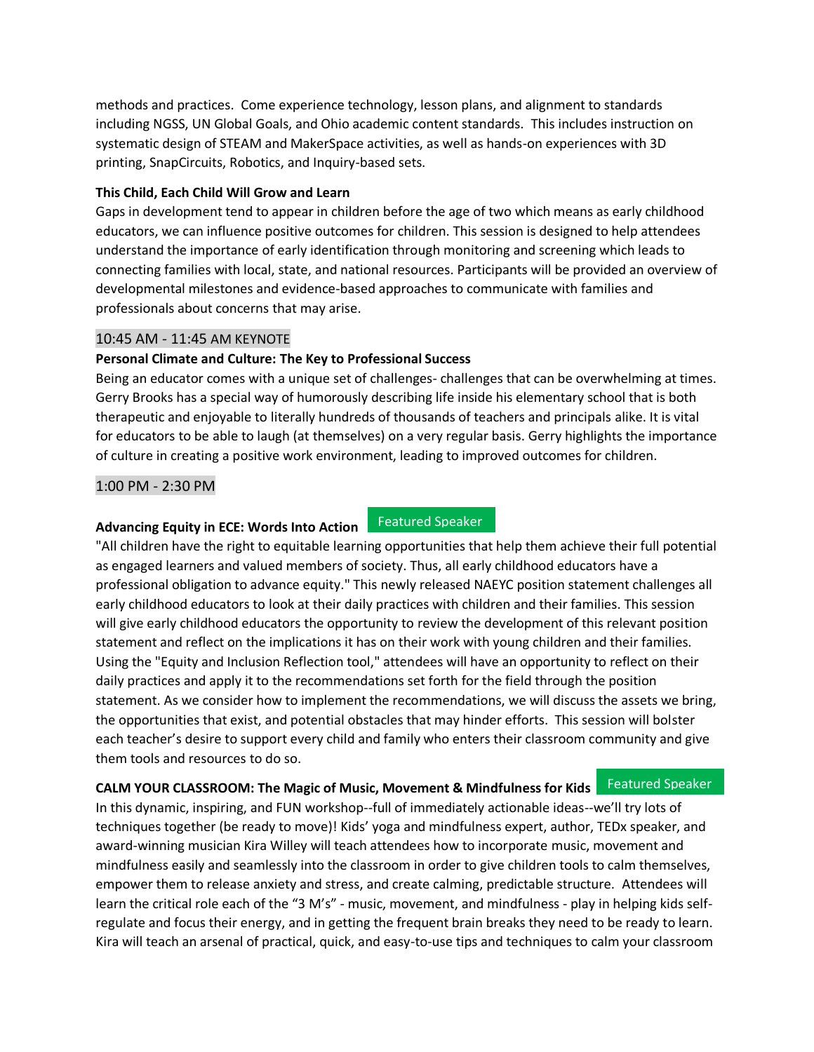methods and practices. Come experience technology, lesson plans, and alignment to standards including NGSS, UN Global Goals, and Ohio academic content standards. This includes instruction on systematic design of STEAM and MakerSpace activities, as well as hands-on experiences with 3D printing, SnapCircuits, Robotics, and Inquiry-based sets.

**This Child, Each Child Will Grow and Learn**

Gaps in development tend to appear in children before the age of two which means as early childhood educators, we can influence positive outcomes for children. This session is designed to help attendees understand the importance of early identification through monitoring and screening which leads to connecting families with local, state, and national resources. Participants will be provided an overview of developmental milestones and evidence-based approaches to communicate with families and professionals about concerns that may arise.

## 10:45 AM - 11:45 AM KEYNOTE

**Personal Climate and Culture: The Key to Professional Success**

Being an educator comes with a unique set of challenges- challenges that can be overwhelming at times. Gerry Brooks has a special way of humorously describing life inside his elementary school that is both therapeutic and enjoyable to literally hundreds of thousands of teachers and principals alike. It is vital for educators to be able to laugh (at themselves) on a very regular basis. Gerry highlights the importance of culture in creating a positive work environment, leading to improved outcomes for children.

## 1:00 PM - 2:30 PM

**Advancing Equity in ECE: Words Into Action** Featured Speaker

"All children have the right to equitable learning opportunities that help them achieve their full potential as engaged learners and valued members of society. Thus, all early childhood educators have a professional obligation to advance equity." This newly released NAEYC position statement challenges all early childhood educators to look at their daily practices with children and their families. This session will give early childhood educators the opportunity to review the development of this relevant position statement and reflect on the implications it has on their work with young children and their families. Using the "Equity and Inclusion Reflection tool," attendees will have an opportunity to reflect on their daily practices and apply it to the recommendations set forth for the field through the position statement. As we consider how to implement the recommendations, we will discuss the assets we bring, the opportunities that exist, and potential obstacles that may hinder efforts. This session will bolster each teacher's desire to support every child and family who enters their classroom community and give them tools and resources to do so.

**CALM YOUR CLASSROOM: The Magic of Music, Movement & Mindfulness for Kids** Featured Speaker

In this dynamic, inspiring, and FUN workshop--full of immediately actionable ideas--we'll try lots of techniques together (be ready to move)! Kids' yoga and mindfulness expert, author, TEDx speaker, and award-winning musician Kira Willey will teach attendees how to incorporate music, movement and mindfulness easily and seamlessly into the classroom in order to give children tools to calm themselves, empower them to release anxiety and stress, and create calming, predictable structure. Attendees will learn the critical role each of the "3 M's" - music, movement, and mindfulness - play in helping kids self-regulate and focus their energy, and in getting the frequent brain breaks they need to be ready to learn. Kira will teach an arsenal of practical, quick, and easy-to-use tips and techniques to calm your classroom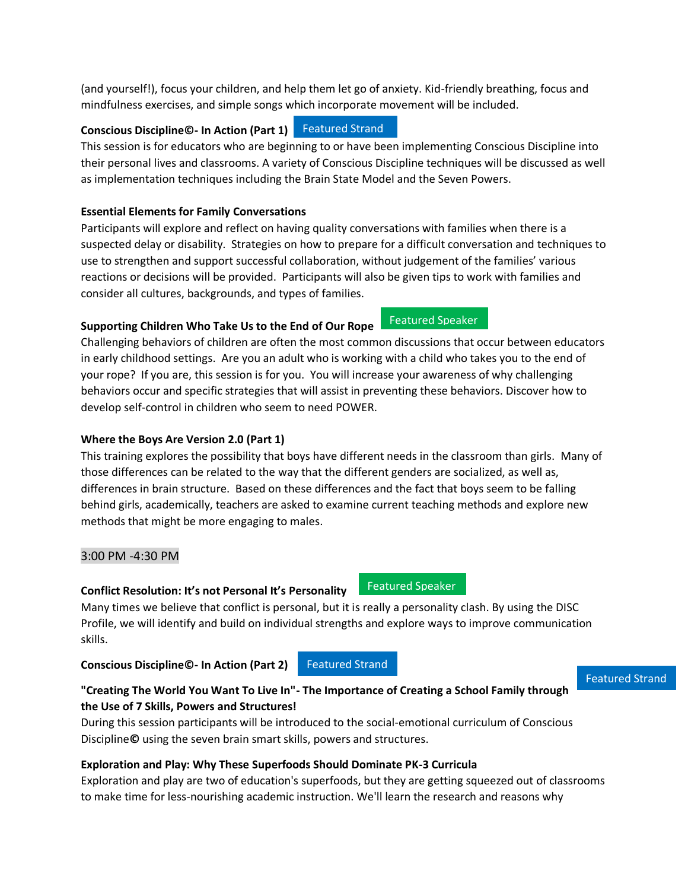(and yourself!), focus your children, and help them let go of anxiety. Kid-friendly breathing, focus and mindfulness exercises, and simple songs which incorporate movement will be included.

**Conscious Discipline©- In Action (Part 1)** Featured Strand

This session is for educators who are beginning to or have been implementing Conscious Discipline into their personal lives and classrooms. A variety of Conscious Discipline techniques will be discussed as well as implementation techniques including the Brain State Model and the Seven Powers.

**Essential Elements for Family Conversations**

Participants will explore and reflect on having quality conversations with families when there is a suspected delay or disability. Strategies on how to prepare for a difficult conversation and techniques to use to strengthen and support successful collaboration, without judgement of the families' various reactions or decisions will be provided. Participants will also be given tips to work with families and consider all cultures, backgrounds, and types of families.

**Supporting Children Who Take Us to the End of Our Rope** Featured Speaker

Challenging behaviors of children are often the most common discussions that occur between educators in early childhood settings. Are you an adult who is working with a child who takes you to the end of your rope? If you are, this session is for you. You will increase your awareness of why challenging behaviors occur and specific strategies that will assist in preventing these behaviors. Discover how to develop self-control in children who seem to need POWER.

**Where the Boys Are Version 2.0 (Part 1)**

This training explores the possibility that boys have different needs in the classroom than girls. Many of those differences can be related to the way that the different genders are socialized, as well as, differences in brain structure. Based on these differences and the fact that boys seem to be falling behind girls, academically, teachers are asked to examine current teaching methods and explore new methods that might be more engaging to males.

3:00 PM -4:30 PM

**Conflict Resolution: It's not Personal It's Personality** Featured Speaker

Many times we believe that conflict is personal, but it is really a personality clash. By using the DISC Profile, we will identify and build on individual strengths and explore ways to improve communication skills.

**Conscious Discipline©- In Action (Part 2)** Featured Strand

**"Creating The World You Want To Live In"- The Importance of Creating a School Family through the Use of 7 Skills, Powers and Structures!** Featured Strand

During this session participants will be introduced to the social-emotional curriculum of Conscious Discipline**©** using the seven brain smart skills, powers and structures.

**Exploration and Play: Why These Superfoods Should Dominate PK-3 Curricula**

Exploration and play are two of education's superfoods, but they are getting squeezed out of classrooms to make time for less-nourishing academic instruction. We'll learn the research and reasons why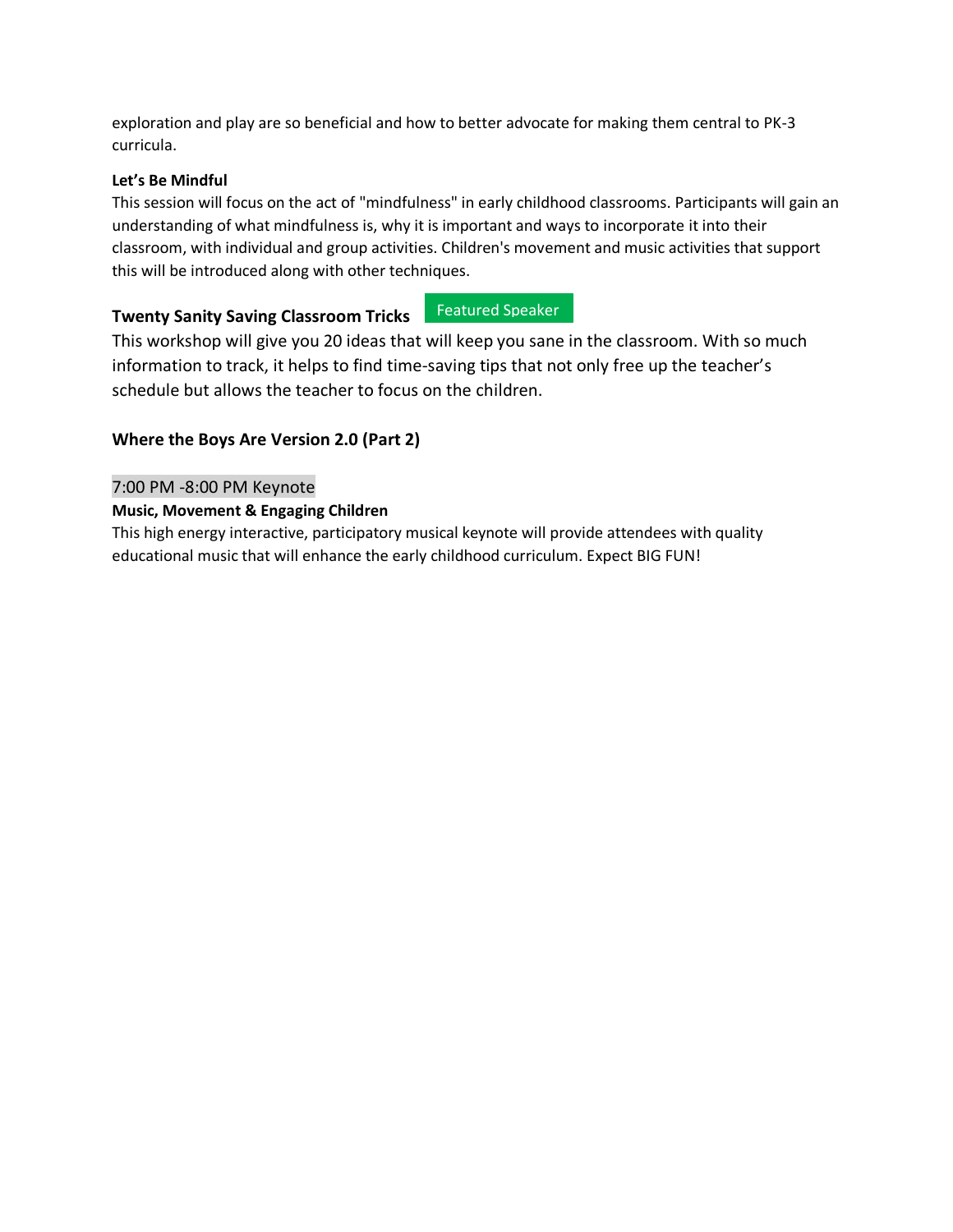exploration and play are so beneficial and how to better advocate for making them central to PK-3 curricula.

**Let's Be Mindful**

This session will focus on the act of "mindfulness" in early childhood classrooms. Participants will gain an understanding of what mindfulness is, why it is important and ways to incorporate it into their classroom, with individual and group activities. Children's movement and music activities that support this will be introduced along with other techniques.

**Twenty Sanity Saving Classroom Tricks** Featured Speaker

This workshop will give you 20 ideas that will keep you sane in the classroom. With so much information to track, it helps to find time-saving tips that not only free up the teacher's schedule but allows the teacher to focus on the children.

**Where the Boys Are Version 2.0 (Part 2)**

7:00 PM -8:00 PM Keynote

**Music, Movement & Engaging Children**

This high energy interactive, participatory musical keynote will provide attendees with quality educational music that will enhance the early childhood curriculum. Expect BIG FUN!